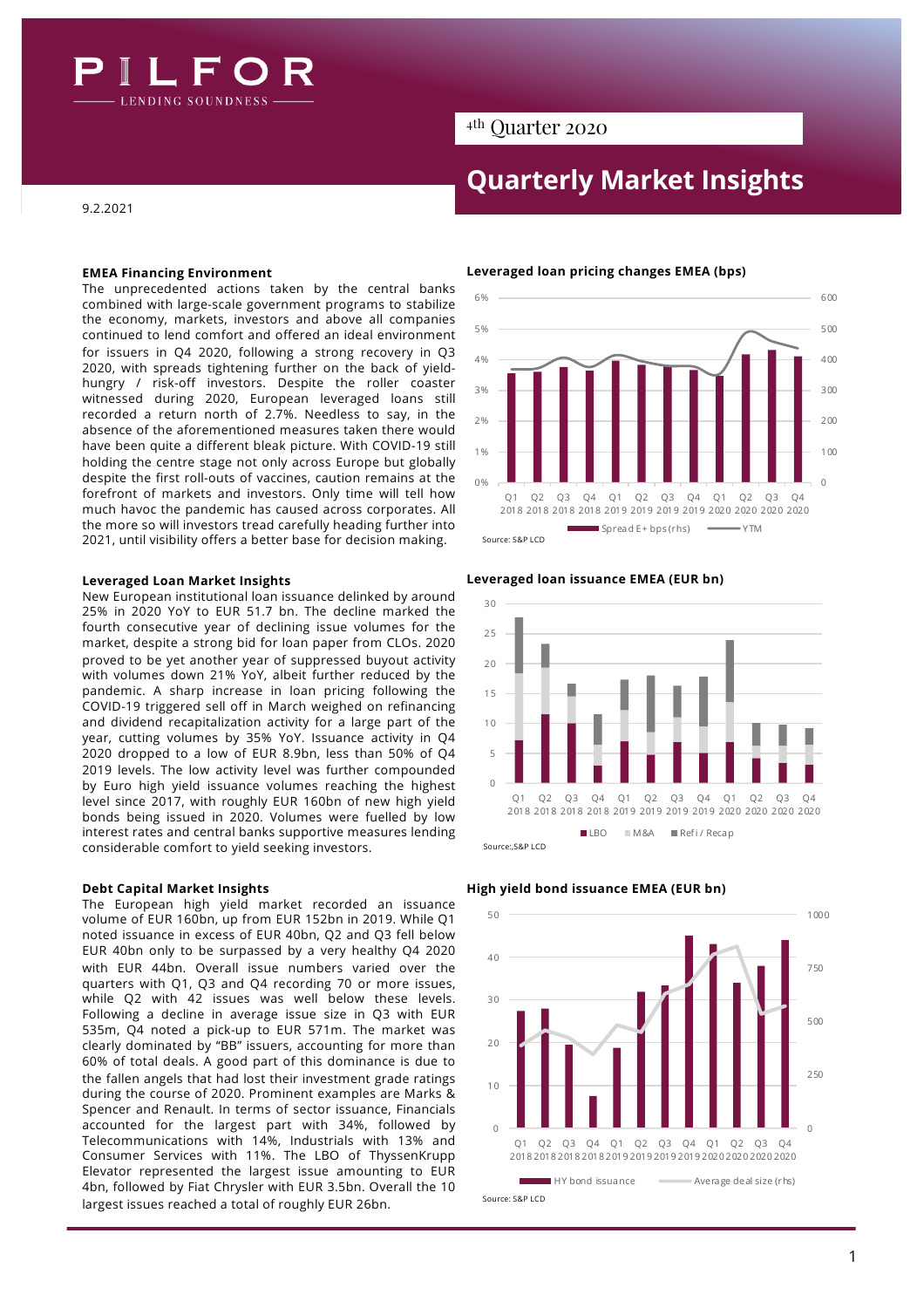# PILFOR

LENDING SOUNDNESS

4th Quarter 2020

# Quarterly Market Insights

9.2.2021

### EMEA Financing Environment

The unprecedented actions taken by the central banks combined with large-scale government programs to stabilize the economy, markets, investors and above all companies continued to lend comfort and offered an ideal environment for issuers in Q4 2020, following a strong recovery in Q3 2020, with spreads tightening further on the back of yield-hungry / risk-off investors. Despite the roller coaster witnessed during 2020, European leveraged loans still recorded a return north of 2.7%. Needless to say, in the absence of the aforementioned measures taken there would have been quite a different bleak picture. With COVID-19 still holding the centre stage not only across Europe but globally despite the first roll-outs of vaccines, caution remains at the forefront of markets and investors. Only time will tell how much havoc the pandemic has caused across corporates. All the more so will investors tread carefully heading further into 2021, until visibility offers a better base for decision making.

### Leveraged Loan Market Insights

New European institutional loan issuance delinked by around 25% in 2020 YoY to EUR 51.7 bn. The decline marked the fourth consecutive year of declining issue volumes for the market, despite a strong bid for loan paper from CLOs. 2020 proved to be yet another year of suppressed buyout activity with volumes down 21% YoY, albeit further reduced by the pandemic. A sharp increase in loan pricing following the COVID-19 triggered sell off in March weighed on refinancing and dividend recapitalization activity for a large part of the year, cutting volumes by 35% YoY. Issuance activity in Q4 2020 dropped to a low of EUR 8.9bn, less than 50% of Q4 2019 levels. The low activity level was further compounded by Euro high yield issuance volumes reaching the highest level since 2017, with roughly EUR 160bn of new high yield bonds being issued in 2020. Volumes were fuelled by low interest rates and central banks supportive measures lending considerable comfort to yield seeking investors.

### Debt Capital Market Insights

The European high yield market recorded an issuance volume of EUR 160bn, up from EUR 152bn in 2019. While Q1 noted issuance in excess of EUR 40bn, Q2 and Q3 fell below EUR 40bn only to be surpassed by a very healthy Q4 2020 with EUR 44bn. Overall issue numbers varied over the quarters with Q1, Q3 and Q4 recording 70 or more issues, while Q2 with 42 issues was well below these levels. Following a decline in average issue size in Q3 with EUR 535m, Q4 noted a pick-up to EUR 571m. The market was clearly dominated by "BB" issuers, accounting for more than 60% of total deals. A good part of this dominance is due to the fallen angels that had lost their investment grade ratings during the course of 2020. Prominent examples are Marks & Spencer and Renault. In terms of sector issuance, Financials accounted for the largest part with 34%, followed by Telecommunications with 14%, Industrials with 13% and Consumer Services with 11%. The LBO of ThyssenKrupp Elevator represented the largest issue amounting to EUR 4bn, followed by Fiat Chrysler with EUR 3.5bn. Overall the 10 largest issues reached a total of roughly EUR 26bn.

**Leveraged loan pricing changes EMEA (bps)**

Legend: Spread E+ bps (rhs); YTM

Source: S&P LCD

**Leveraged loan issuance EMEA (EUR bn)**

Legend: LBO; M&A; Refi / Recap

Source: S&P LCD

**High yield bond issuance EMEA (EUR bn)**

Legend: HY bond issuance; Average deal size (rhs)

Source: S&P LCD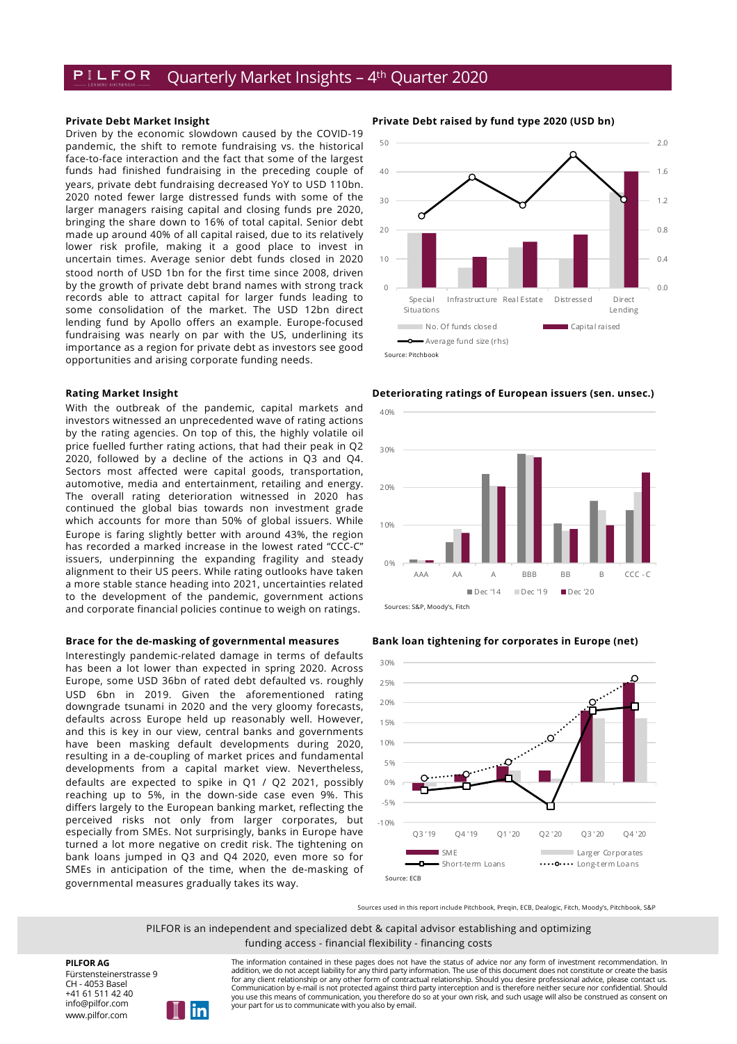## Private Debt Market Insight

Driven by the economic slowdown caused by the COVID-19 pandemic, the shift to remote fundraising vs. the historical face-to-face interaction and the fact that some of the largest funds had finished fundraising in the preceding couple of years, private debt fundraising decreased YoY to USD 110bn. 2020 noted fewer large distressed funds with some of the larger managers raising capital and closing funds pre 2020, bringing the share down to 16% of total capital. Senior debt made up around 40% of all capital raised, due to its relatively lower risk profile, making it a good place to invest in uncertain times. Average senior debt funds closed in 2020 stood north of USD 1bn for the first time since 2008, driven by the growth of private debt brand names with strong track records able to attract capital for larger funds leading to some consolidation of the market. The USD 12bn direct lending fund by Apollo offers an example. Europe-focused fundraising was nearly on par with the US, underlining its importance as a region for private debt as investors see good opportunities and arising corporate funding needs.

**Private Debt raised by fund type 2020 (USD bn)**

50
40
30
20
10
0

2.0
1.6
1.2
0.8
0.4
0.0

Special Situations
Infrastructure
Real Estate
Distressed
Direct Lending

No. Of funds closed
Capital raised
Average fund size (rhs)

Source: Pitchbook

## Rating Market Insight

With the outbreak of the pandemic, capital markets and investors witnessed an unprecedented wave of rating actions by the rating agencies. On top of this, the highly volatile oil price fuelled further rating actions, that had their peak in Q2 2020, followed by a decline of the actions in Q3 and Q4. Sectors most affected were capital goods, transportation, automotive, media and entertainment, retailing and energy. The overall rating deterioration witnessed in 2020 has continued the global bias towards non investment grade which accounts for more than 50% of global issuers. While Europe is faring slightly better with around 43%, the region has recorded a marked increase in the lowest rated "CCC-C" issuers, underpinning the expanding fragility and steady alignment to their US peers. While rating outlooks have taken a more stable stance heading into 2021, uncertainties related to the development of the pandemic, government actions and corporate financial policies continue to weigh on ratings.

**Deteriorating ratings of European issuers (sen. unsec.)**

40%
30%
20%
10%
0%

AAA
AA
A
BBB
BB
B
CCC - C

Dec '14
Dec '19
Dec '20

Sources: S&P, Moody's, Fitch

## Brace for the de-masking of governmental measures

Interestingly pandemic-related damage in terms of defaults has been a lot lower than expected in spring 2020. Across Europe, some USD 36bn of rated debt defaulted vs. roughly USD 6bn in 2019. Given the aforementioned rating downgrade tsunami in 2020 and the very gloomy forecasts, defaults across Europe held up reasonably well. However, and this is key in our view, central banks and governments have been masking default developments during 2020, resulting in a de-coupling of market prices and fundamental developments from a capital market view. Nevertheless, defaults are expected to spike in Q1 / Q2 2021, possibly reaching up to 5%, in the down-side case even 9%. This differs largely to the European banking market, reflecting the perceived risks not only from larger corporates, but especially from SMEs. Not surprisingly, banks in Europe have turned a lot more negative on credit risk. The tightening on bank loans jumped in Q3 and Q4 2020, even more so for SMEs in anticipation of the time, when the de-masking of governmental measures gradually takes its way.

**Bank loan tightening for corporates in Europe (net)**

30%
25%
20%
15%
10%
5%
0%
-5%
-10%

Q3 '19
Q4 '19
Q1 '20
Q2 '20
Q3 '20
Q4 '20

SME
Larger Corporates
Short-term Loans
Long-term Loans

Source: ECB

Sources used in this report include Pitchbook, Preqin, ECB, Dealogic, Fitch, Moody's, Pitchbook, S&P

PILFOR is an independent and specialized debt & capital advisor establishing and optimizing funding access - financial flexibility - financing costs

**PILFOR AG**
Fürstensteinerstrasse 9
CH - 4053 Basel
+41 61 511 42 40
info@pilfor.com
www.pilfor.com

The information contained in these pages does not have the status of advice nor any form of investment recommendation. In addition, we do not accept liability for any third party information. The use of this document does not constitute or create the basis for any client relationship or any other form of contractual relationship. Should you desire professional advice, please contact us. Communication by e-mail is not protected against third party interception and is therefore neither secure nor confidential. Should you use this means of communication, you therefore do so at your own risk, and such usage will also be construed as consent on your part for us to communicate with you also by email.